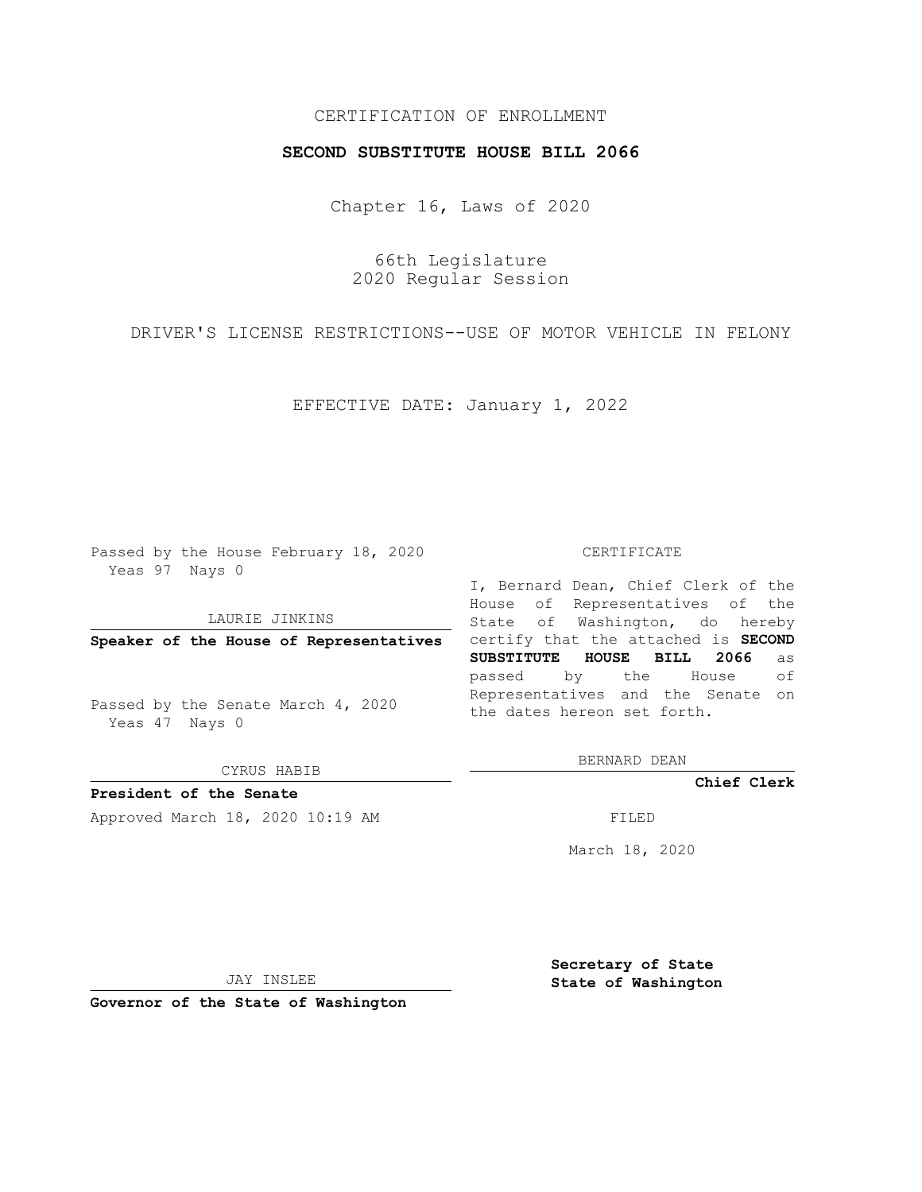CERTIFICATION OF ENROLLMENT

**SECOND SUBSTITUTE HOUSE BILL 2066**

Chapter 16, Laws of 2020

66th Legislature
2020 Regular Session

DRIVER'S LICENSE RESTRICTIONS--USE OF MOTOR VEHICLE IN FELONY

EFFECTIVE DATE: January 1, 2022

Passed by the House February 18, 2020
Yeas 97 Nays 0

LAURIE JINKINS

**Speaker of the House of Representatives**

Passed by the Senate March 4, 2020
Yeas 47 Nays 0

CYRUS HABIB

**President of the Senate**

Approved March 18, 2020 10:19 AM

JAY INSLEE

**Governor of the State of Washington**

CERTIFICATE

I, Bernard Dean, Chief Clerk of the House of Representatives of the State of Washington, do hereby certify that the attached is **SECOND SUBSTITUTE HOUSE BILL 2066** as passed by the House of Representatives and the Senate on the dates hereon set forth.

BERNARD DEAN

**Chief Clerk**

FILED

March 18, 2020

**Secretary of State**
**State of Washington**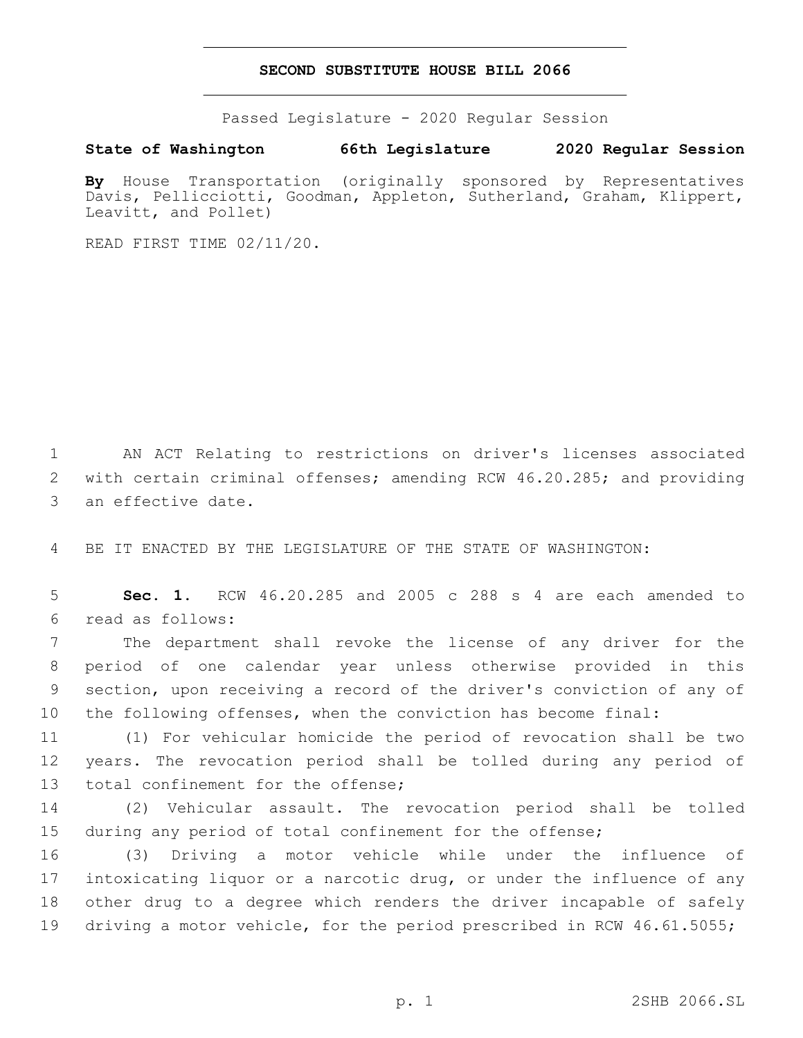# SECOND SUBSTITUTE HOUSE BILL 2066

Passed Legislature - 2020 Regular Session

**State of Washington 66th Legislature 2020 Regular Session**

**By** House Transportation (originally sponsored by Representatives Davis, Pellicciotti, Goodman, Appleton, Sutherland, Graham, Klippert, Leavitt, and Pollet)

READ FIRST TIME 02/11/20.

AN ACT Relating to restrictions on driver's licenses associated with certain criminal offenses; amending RCW 46.20.285; and providing an effective date.

BE IT ENACTED BY THE LEGISLATURE OF THE STATE OF WASHINGTON:

**Sec. 1.** RCW 46.20.285 and 2005 c 288 s 4 are each amended to read as follows:

The department shall revoke the license of any driver for the period of one calendar year unless otherwise provided in this section, upon receiving a record of the driver's conviction of any of the following offenses, when the conviction has become final:

(1) For vehicular homicide the period of revocation shall be two years. The revocation period shall be tolled during any period of total confinement for the offense;

(2) Vehicular assault. The revocation period shall be tolled during any period of total confinement for the offense;

(3) Driving a motor vehicle while under the influence of intoxicating liquor or a narcotic drug, or under the influence of any other drug to a degree which renders the driver incapable of safely driving a motor vehicle, for the period prescribed in RCW 46.61.5055;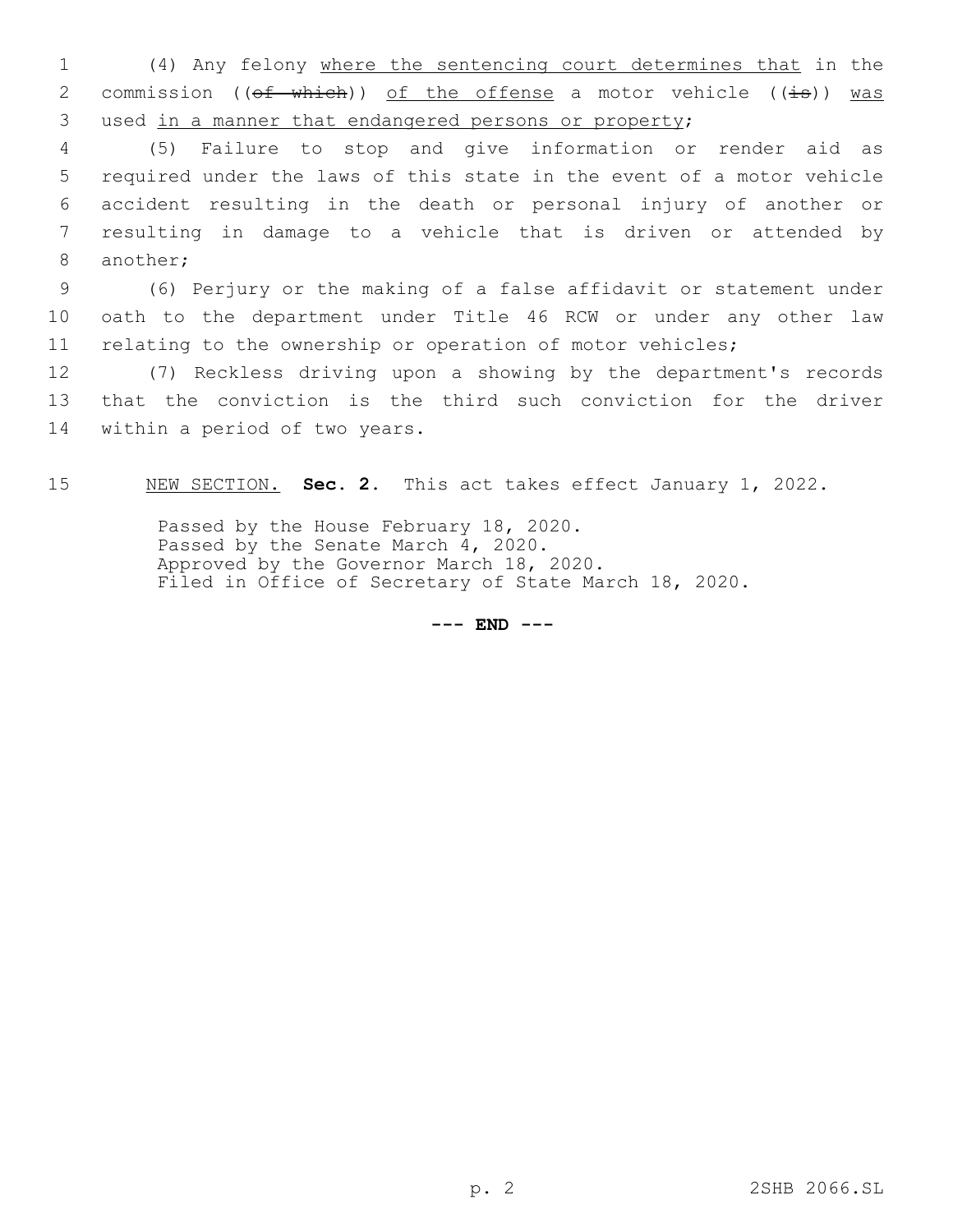(4) Any felony where the sentencing court determines that in the commission ((~~of which~~)) of the offense a motor vehicle ((~~is~~)) was used in a manner that endangered persons or property;

(5) Failure to stop and give information or render aid as required under the laws of this state in the event of a motor vehicle accident resulting in the death or personal injury of another or resulting in damage to a vehicle that is driven or attended by another;

(6) Perjury or the making of a false affidavit or statement under oath to the department under Title 46 RCW or under any other law relating to the ownership or operation of motor vehicles;

(7) Reckless driving upon a showing by the department's records that the conviction is the third such conviction for the driver within a period of two years.

NEW SECTION. **Sec. 2.** This act takes effect January 1, 2022.

Passed by the House February 18, 2020.
Passed by the Senate March 4, 2020.
Approved by the Governor March 18, 2020.
Filed in Office of Secretary of State March 18, 2020.

**--- END ---**